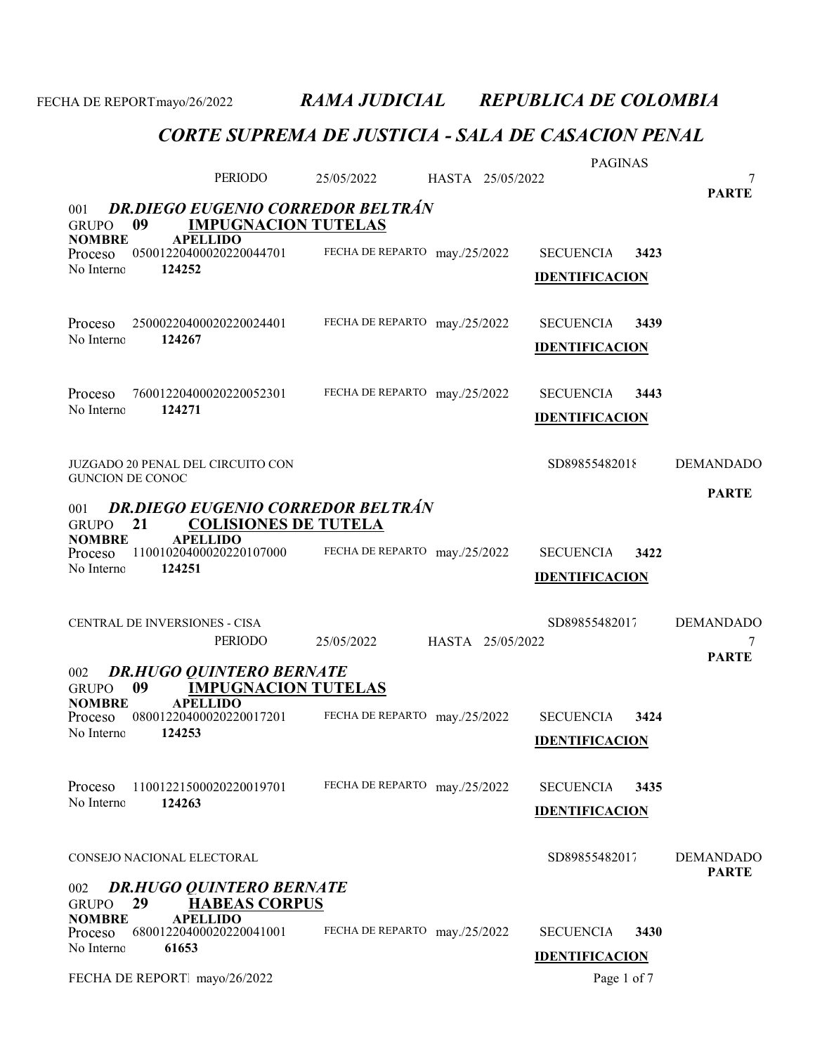FECHA DE REPORT mayo/26/2022 ***RAMA JUDICIAL REPUBLICA DE COLOMBIA***

## *CORTE SUPREMA DE JUSTICIA - SALA DE CASACION PENAL*

PERIODO 25/05/2022 HASTA 25/05/2022 PAGINAS 7

**PARTE**

### 001 *DR.DIEGO EUGENIO CORREDOR BELTRÁN*

GRUPO **09** **IMPUGNACION TUTELAS**

**NOMBRE** **APELLIDO**

Proceso 05001220400020220044701 FECHA DE REPARTO may./25/2022 SECUENCIA **3423**
No Interno **124252** **IDENTIFICACION**

Proceso 25000220400020220024401 FECHA DE REPARTO may./25/2022 SECUENCIA **3439**
No Interno **124267** **IDENTIFICACION**

Proceso 76001220400020220052301 FECHA DE REPARTO may./25/2022 SECUENCIA **3443**
No Interno **124271** **IDENTIFICACION**

JUZGADO 20 PENAL DEL CIRCUITO CON GUNCION DE CONOC SD8985548201{ DEMANDADO

**PARTE**

### 001 *DR.DIEGO EUGENIO CORREDOR BELTRÁN*

GRUPO **21** **COLISIONES DE TUTELA**

**NOMBRE** **APELLIDO**

Proceso 11001020400020220107000 FECHA DE REPARTO may./25/2022 SECUENCIA **3422**
No Interno **124251** **IDENTIFICACION**

CENTRAL DE INVERSIONES - CISA SD89855482017 DEMANDADO

PERIODO 25/05/2022 HASTA 25/05/2022 7

**PARTE**

### 002 *DR.HUGO QUINTERO BERNATE*

GRUPO **09** **IMPUGNACION TUTELAS**

**NOMBRE** **APELLIDO**

Proceso 08001220400020220017201 FECHA DE REPARTO may./25/2022 SECUENCIA **3424**
No Interno **124253** **IDENTIFICACION**

Proceso 11001221500020220019701 FECHA DE REPARTO may./25/2022 SECUENCIA **3435**
No Interno **124263** **IDENTIFICACION**

CONSEJO NACIONAL ELECTORAL SD89855482017 DEMANDADO

**PARTE**

### 002 *DR.HUGO QUINTERO BERNATE*

GRUPO **29** **HABEAS CORPUS**

**NOMBRE** **APELLIDO**

Proceso 68001220400020220041001 FECHA DE REPARTO may./25/2022 SECUENCIA **3430**
No Interno **61653** **IDENTIFICACION**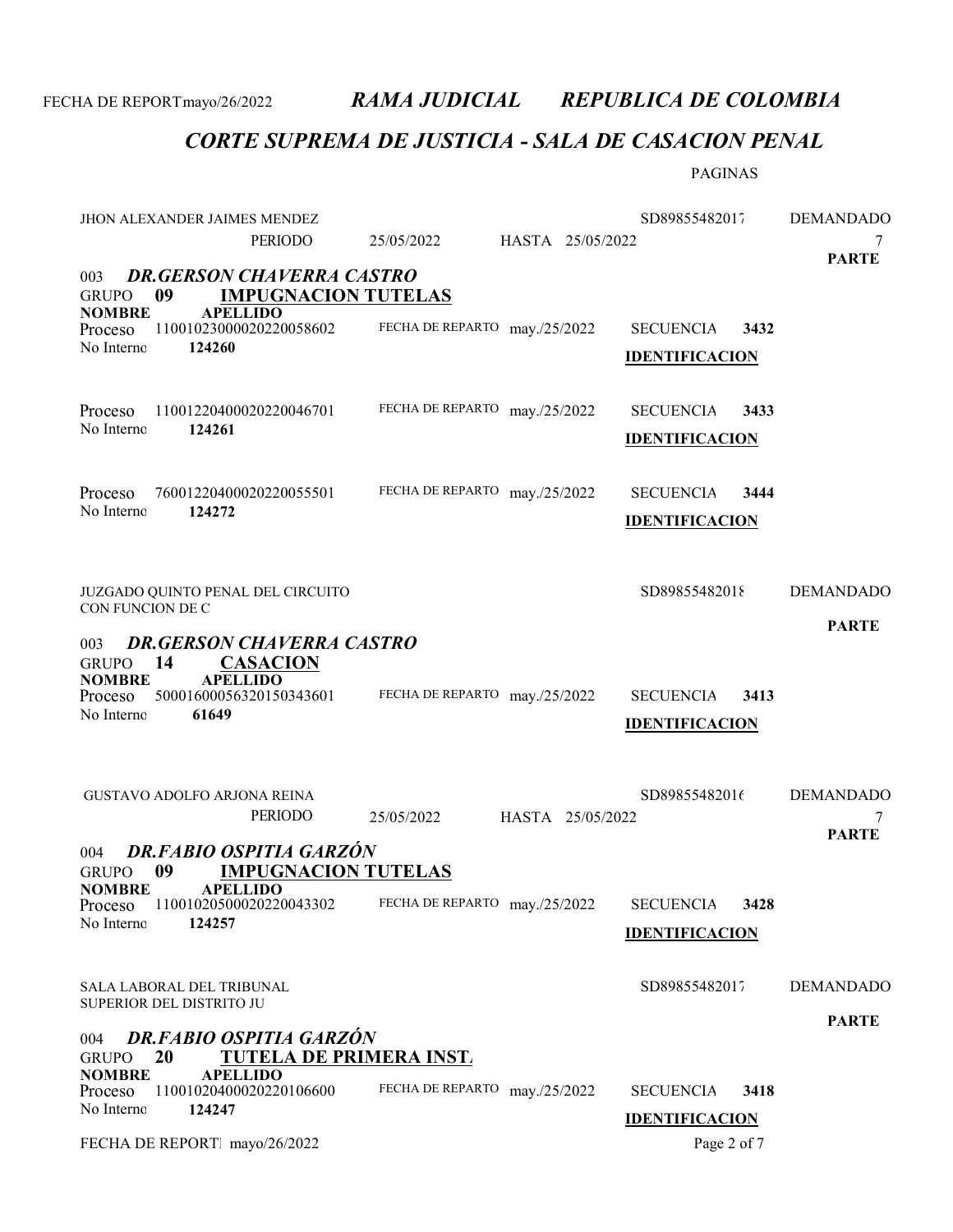FECHA DE REPORT mayo/26/2022 *RAMA JUDICIAL* *REPUBLICA DE COLOMBIA*

## *CORTE SUPREMA DE JUSTICIA - SALA DE CASACION PENAL*

PAGINAS

JHON ALEXANDER JAIMES MENDEZ — SD89855482017 — DEMANDADO

PERIODO 25/05/2022 HASTA 25/05/2022 — 7

**PARTE**

### 003 *DR.GERSON CHAVERRA CASTRO*

**GRUPO 09** **IMPUGNACION TUTELAS**

**NOMBRE** **APELLIDO**

| | | | |
|---|---|---|---|
| Proceso 11001023000020220058602 | FECHA DE REPARTO may./25/2022 | SECUENCIA | 3432 |
| No Interno 124260 | | **IDENTIFICACION** | |
| Proceso 11001220400020220046701 | FECHA DE REPARTO may./25/2022 | SECUENCIA | 3433 |
| No Interno 124261 | | **IDENTIFICACION** | |
| Proceso 76001220400020220055501 | FECHA DE REPARTO may./25/2022 | SECUENCIA | 3444 |
| No Interno 124272 | | **IDENTIFICACION** | |

JUZGADO QUINTO PENAL DEL CIRCUITO CON FUNCION DE C — SD89855482018 — DEMANDADO

**PARTE**

### 003 *DR.GERSON CHAVERRA CASTRO*

**GRUPO 14** **CASACION**

**NOMBRE** **APELLIDO**

| | | | |
|---|---|---|---|
| Proceso 50001600056320150343601 | FECHA DE REPARTO may./25/2022 | SECUENCIA | 3413 |
| No Interno 61649 | | **IDENTIFICACION** | |

GUSTAVO ADOLFO ARJONA REINA — SD89855482016 — DEMANDADO

PERIODO 25/05/2022 HASTA 25/05/2022 — 7

**PARTE**

### 004 *DR.FABIO OSPITIA GARZÓN*

**GRUPO 09** **IMPUGNACION TUTELAS**

**NOMBRE** **APELLIDO**

| | | | |
|---|---|---|---|
| Proceso 11001020500020220043302 | FECHA DE REPARTO may./25/2022 | SECUENCIA | 3428 |
| No Interno 124257 | | **IDENTIFICACION** | |

SALA LABORAL DEL TRIBUNAL SUPERIOR DEL DISTRITO JU — SD89855482017 — DEMANDADO

**PARTE**

### 004 *DR.FABIO OSPITIA GARZÓN*

**GRUPO 20** **TUTELA DE PRIMERA INST.**

**NOMBRE** **APELLIDO**

| | | | |
|---|---|---|---|
| Proceso 11001020400020220106600 | FECHA DE REPARTO may./25/2022 | SECUENCIA | 3418 |
| No Interno 124247 | | **IDENTIFICACION** | |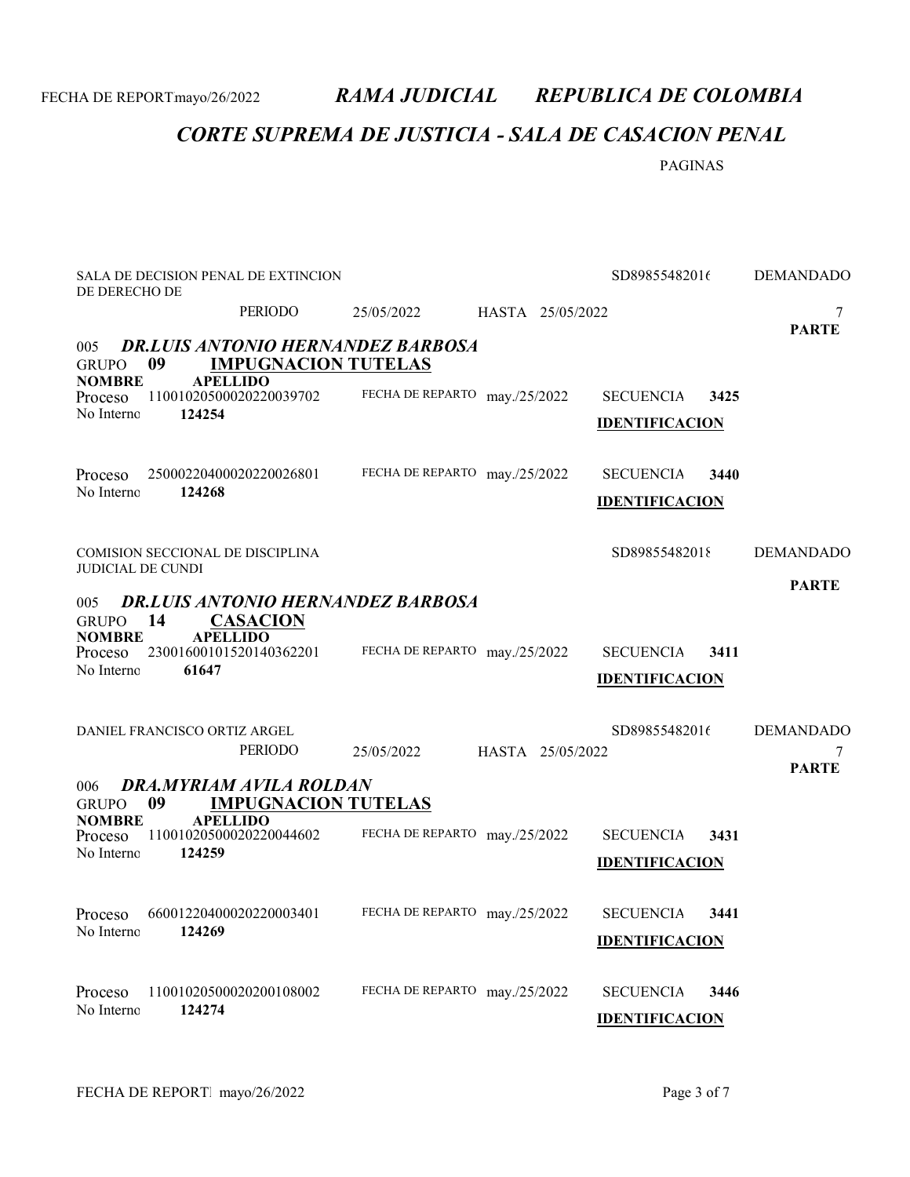RAMA JUDICIAL REPUBLICA DE COLOMBIA

## CORTE SUPREMA DE JUSTICIA - SALA DE CASACION PENAL

PAGINAS

SALA DE DECISION PENAL DE EXTINCION DE DERECHO DE — SD89855482016 — DEMANDADO

PERIODO 25/05/2022 HASTA 25/05/2022 — 7 — **PARTE**

005 ***DR.LUIS ANTONIO HERNANDEZ BARBOSA***

GRUPO **09** **IMPUGNACION TUTELAS**

**NOMBRE** **APELLIDO**

| | | | | | |
|---|---|---|---|---|---|
| Proceso | 11001020500020220039702 | FECHA DE REPARTO | may./25/2022 | SECUENCIA | **3425** |
| No Interno | **124254** | | | **IDENTIFICACION** | |
| Proceso | 25000220400020220026801 | FECHA DE REPARTO | may./25/2022 | SECUENCIA | **3440** |
| No Interno | **124268** | | | **IDENTIFICACION** | |

COMISION SECCIONAL DE DISCIPLINA JUDICIAL DE CUNDI — SD89855482018 — DEMANDADO

**PARTE**

005 ***DR.LUIS ANTONIO HERNANDEZ BARBOSA***

GRUPO **14** **CASACION**

**NOMBRE** **APELLIDO**

| | | | | | |
|---|---|---|---|---|---|
| Proceso | 23001600101520140362201 | FECHA DE REPARTO | may./25/2022 | SECUENCIA | **3411** |
| No Interno | **61647** | | | **IDENTIFICACION** | |

DANIEL FRANCISCO ORTIZ ARGEL — SD89855482016 — DEMANDADO

PERIODO 25/05/2022 HASTA 25/05/2022 — 7 — **PARTE**

006 ***DRA.MYRIAM AVILA ROLDAN***

GRUPO **09** **IMPUGNACION TUTELAS**

**NOMBRE** **APELLIDO**

| | | | | | |
|---|---|---|---|---|---|
| Proceso | 11001020500020220044602 | FECHA DE REPARTO | may./25/2022 | SECUENCIA | **3431** |
| No Interno | **124259** | | | **IDENTIFICACION** | |
| Proceso | 66001220400020220003401 | FECHA DE REPARTO | may./25/2022 | SECUENCIA | **3441** |
| No Interno | **124269** | | | **IDENTIFICACION** | |
| Proceso | 11001020500020200108002 | FECHA DE REPARTO | may./25/2022 | SECUENCIA | **3446** |
| No Interno | **124274** | | | **IDENTIFICACION** | |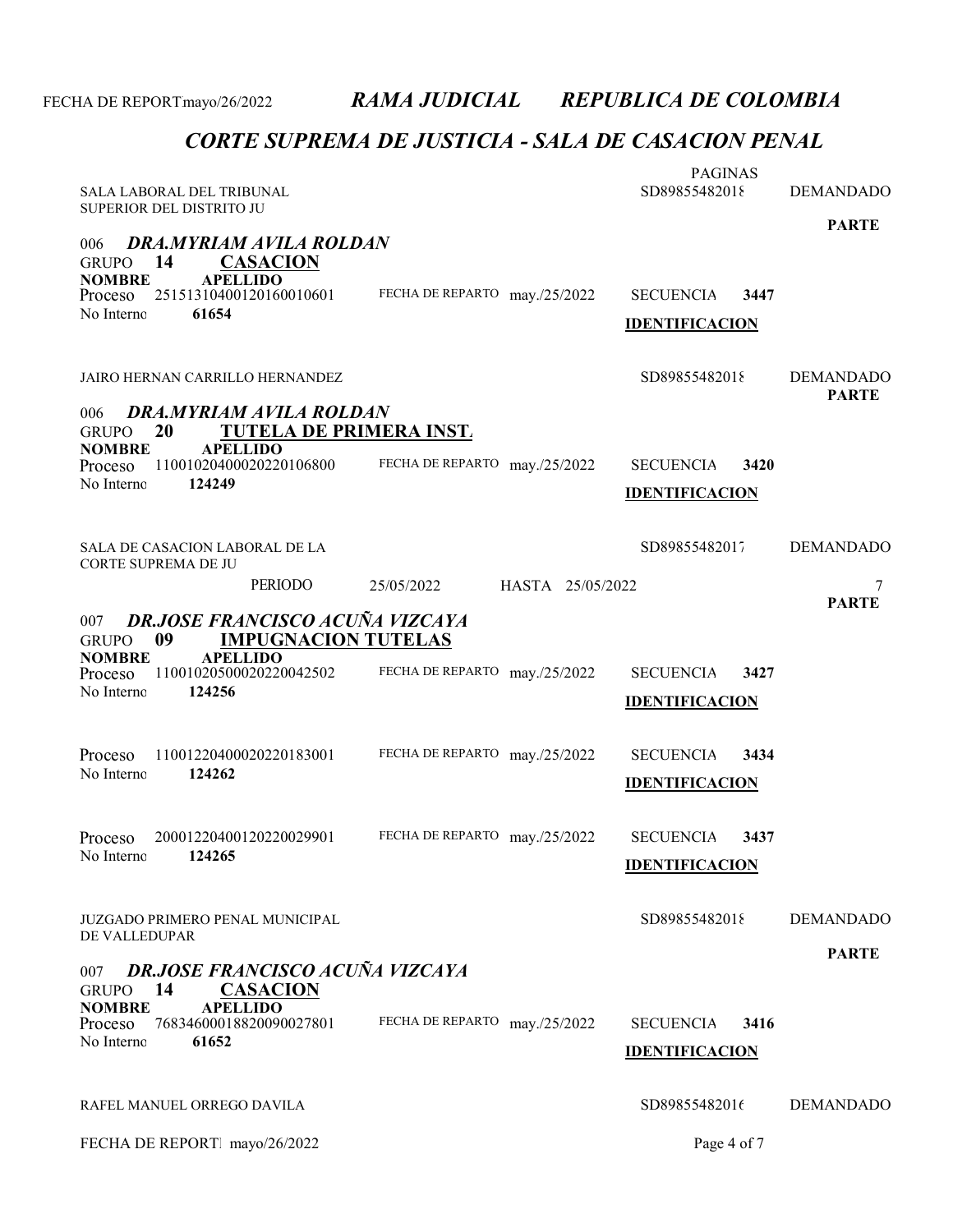PAGINAS

SALA LABORAL DEL TRIBUNAL SUPERIOR DEL DISTRITO JU — SD89855482018 — DEMANDADO

**PARTE**

006 ***DRA.MYRIAM AVILA ROLDAN***

GRUPO **14** **CASACION**

**NOMBRE** **APELLIDO**

Proceso 25151310400120160010601 — FECHA DE REPARTO may./25/2022 — SECUENCIA **3447**

No Interno **61654** — **IDENTIFICACION**

JAIRO HERNAN CARRILLO HERNANDEZ — SD89855482018 — DEMANDADO

**PARTE**

006 ***DRA.MYRIAM AVILA ROLDAN***

GRUPO **20** **TUTELA DE PRIMERA INST.**

**NOMBRE** **APELLIDO**

Proceso 11001020400020220106800 — FECHA DE REPARTO may./25/2022 — SECUENCIA **3420**

No Interno **124249** — **IDENTIFICACION**

SALA DE CASACION LABORAL DE LA CORTE SUPREMA DE JU — SD89855482017 — DEMANDADO

PERIODO 25/05/2022 HASTA 25/05/2022

**PARTE**

007 ***DR.JOSE FRANCISCO ACUÑA VIZCAYA***

GRUPO **09** **IMPUGNACION TUTELAS**

**NOMBRE** **APELLIDO**

Proceso 11001020500020220042502 — FECHA DE REPARTO may./25/2022 — SECUENCIA **3427**

No Interno **124256** — **IDENTIFICACION**

Proceso 11001220400020220183001 — FECHA DE REPARTO may./25/2022 — SECUENCIA **3434**

No Interno **124262** — **IDENTIFICACION**

Proceso 20001220400120220029901 — FECHA DE REPARTO may./25/2022 — SECUENCIA **3437**

No Interno **124265** — **IDENTIFICACION**

JUZGADO PRIMERO PENAL MUNICIPAL DE VALLEDUPAR — SD89855482018 — DEMANDADO

**PARTE**

007 ***DR.JOSE FRANCISCO ACUÑA VIZCAYA***

GRUPO **14** **CASACION**

**NOMBRE** **APELLIDO**

Proceso 76834600018820090027801 — FECHA DE REPARTO may./25/2022 — SECUENCIA **3416**

No Interno **61652** — **IDENTIFICACION**

RAFEL MANUEL ORREGO DAVILA — SD89855482016 — DEMANDADO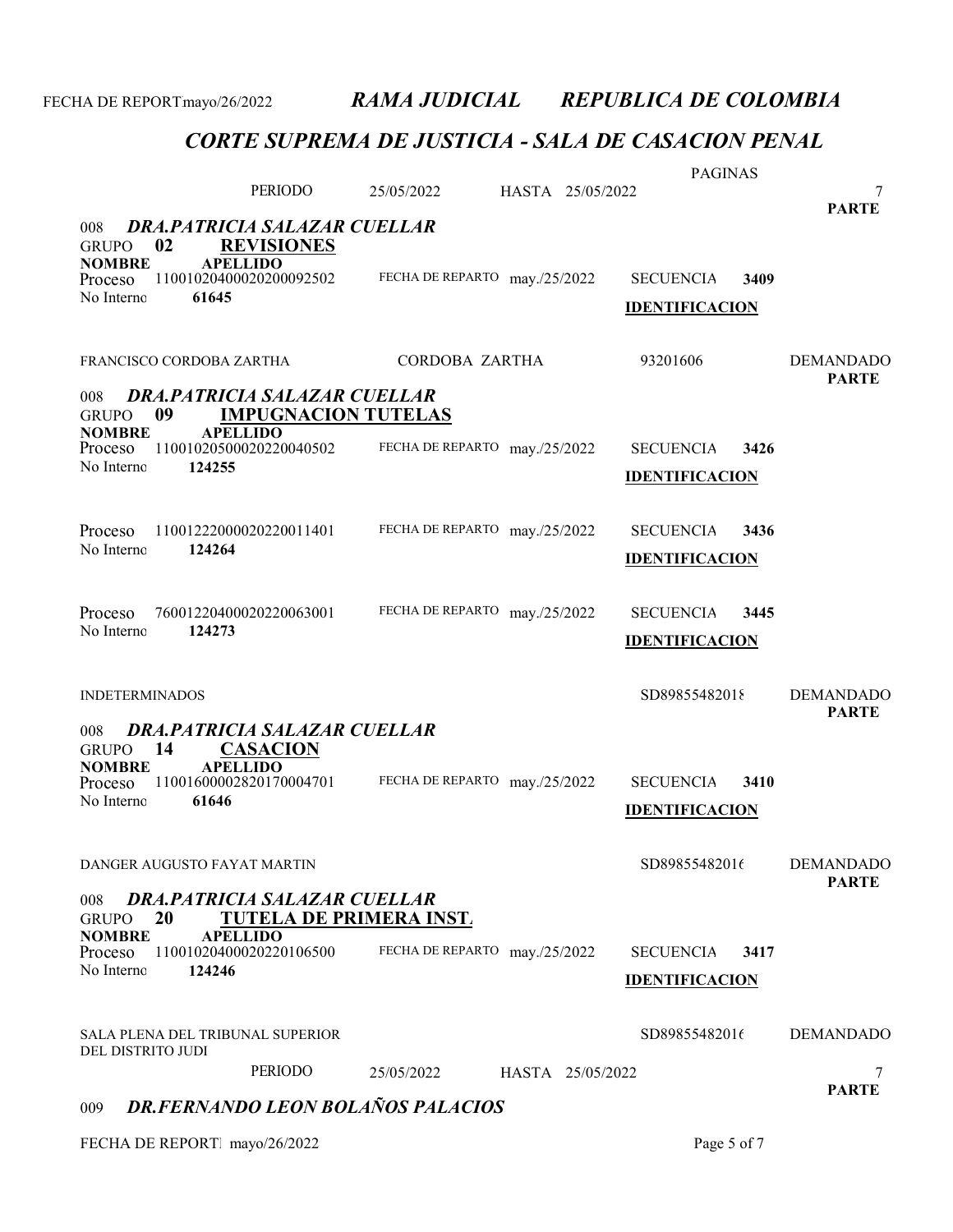PERIODO 25/05/2022 HASTA 25/05/2022

PAGINAS 7

**PARTE**

### 008 *DRA.PATRICIA SALAZAR CUELLAR*

GRUPO **02** **REVISIONES**

**NOMBRE** **APELLIDO**

Proceso 11001020400020200092502 FECHA DE REPARTO may./25/2022 SECUENCIA **3409**

No Interno **61645**

**IDENTIFICACION**

| NOMBRE | APELLIDO | IDENTIFICACION | PARTE |
|---|---|---|---|
| FRANCISCO CORDOBA ZARTHA | CORDOBA ZARTHA | 93201606 | DEMANDADO |

**PARTE**

### 008 *DRA.PATRICIA SALAZAR CUELLAR*

GRUPO **09** **IMPUGNACION TUTELAS**

**NOMBRE** **APELLIDO**

Proceso 11001020500020220040502 FECHA DE REPARTO may./25/2022 SECUENCIA **3426**

No Interno **124255**

**IDENTIFICACION**

Proceso 11001222000020220011401 FECHA DE REPARTO may./25/2022 SECUENCIA **3436**

No Interno **124264**

**IDENTIFICACION**

Proceso 76001220400020220063001 FECHA DE REPARTO may./25/2022 SECUENCIA **3445**

No Interno **124273**

**IDENTIFICACION**

| NOMBRE | APELLIDO | IDENTIFICACION | PARTE |
|---|---|---|---|
| INDETERMINADOS | | SD89855482018 | DEMANDADO |

**PARTE**

### 008 *DRA.PATRICIA SALAZAR CUELLAR*

GRUPO **14** **CASACION**

**NOMBRE** **APELLIDO**

Proceso 11001600002820170004701 FECHA DE REPARTO may./25/2022 SECUENCIA **3410**

No Interno **61646**

**IDENTIFICACION**

| NOMBRE | APELLIDO | IDENTIFICACION | PARTE |
|---|---|---|---|
| DANGER AUGUSTO FAYAT MARTIN | | SD89855482016 | DEMANDADO |

**PARTE**

### 008 *DRA.PATRICIA SALAZAR CUELLAR*

GRUPO **20** **TUTELA DE PRIMERA INST.**

**NOMBRE** **APELLIDO**

Proceso 11001020400020220106500 FECHA DE REPARTO may./25/2022 SECUENCIA **3417**

No Interno **124246**

**IDENTIFICACION**

| NOMBRE | APELLIDO | IDENTIFICACION | PARTE |
|---|---|---|---|
| SALA PLENA DEL TRIBUNAL SUPERIOR DEL DISTRITO JUDI | | SD89855482016 | DEMANDADO |

PERIODO 25/05/2022 HASTA 25/05/2022 7

**PARTE**

### 009 *DR.FERNANDO LEON BOLAÑOS PALACIOS*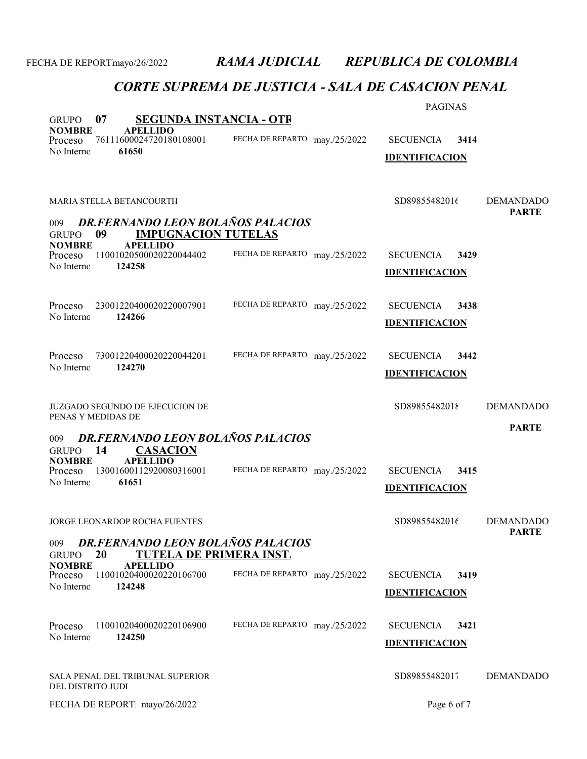## CORTE SUPREMA DE JUSTICIA - SALA DE CASACION PENAL

PAGINAS

GRUPO **07** **SEGUNDA INSTANCIA - OTR**

**NOMBRE** **APELLIDO**

Proceso 76111600024720180108001 FECHA DE REPARTO may./25/2022 SECUENCIA **3414**

No Interno **61650** **IDENTIFICACION**

MARIA STELLA BETANCOURTH SD89855482016 DEMANDADO

**PARTE**

009 ***DR.FERNANDO LEON BOLAÑOS PALACIOS***

GRUPO **09** **IMPUGNACION TUTELAS**

**NOMBRE** **APELLIDO**

Proceso 11001020500020220044402 FECHA DE REPARTO may./25/2022 SECUENCIA **3429**

No Interno **124258** **IDENTIFICACION**

Proceso 23001220400020220007901 FECHA DE REPARTO may./25/2022 SECUENCIA **3438**

No Interno **124266** **IDENTIFICACION**

Proceso 73001220400020220044201 FECHA DE REPARTO may./25/2022 SECUENCIA **3442**

No Interno **124270** **IDENTIFICACION**

JUZGADO SEGUNDO DE EJECUCION DE PENAS Y MEDIDAS DE SD89855482018 DEMANDADO

**PARTE**

009 ***DR.FERNANDO LEON BOLAÑOS PALACIOS***

GRUPO **14** **CASACION**

**NOMBRE** **APELLIDO**

Proceso 13001600112920080316001 FECHA DE REPARTO may./25/2022 SECUENCIA **3415**

No Interno **61651** **IDENTIFICACION**

JORGE LEONARDOP ROCHA FUENTES SD89855482016 DEMANDADO

**PARTE**

009 ***DR.FERNANDO LEON BOLAÑOS PALACIOS***

GRUPO **20** **TUTELA DE PRIMERA INST.**

**NOMBRE** **APELLIDO**

Proceso 11001020400020220106700 FECHA DE REPARTO may./25/2022 SECUENCIA **3419**

No Interno **124248** **IDENTIFICACION**

Proceso 11001020400020220106900 FECHA DE REPARTO may./25/2022 SECUENCIA **3421**

No Interno **124250** **IDENTIFICACION**

SALA PENAL DEL TRIBUNAL SUPERIOR DEL DISTRITO JUDI SD89855482017 DEMANDADO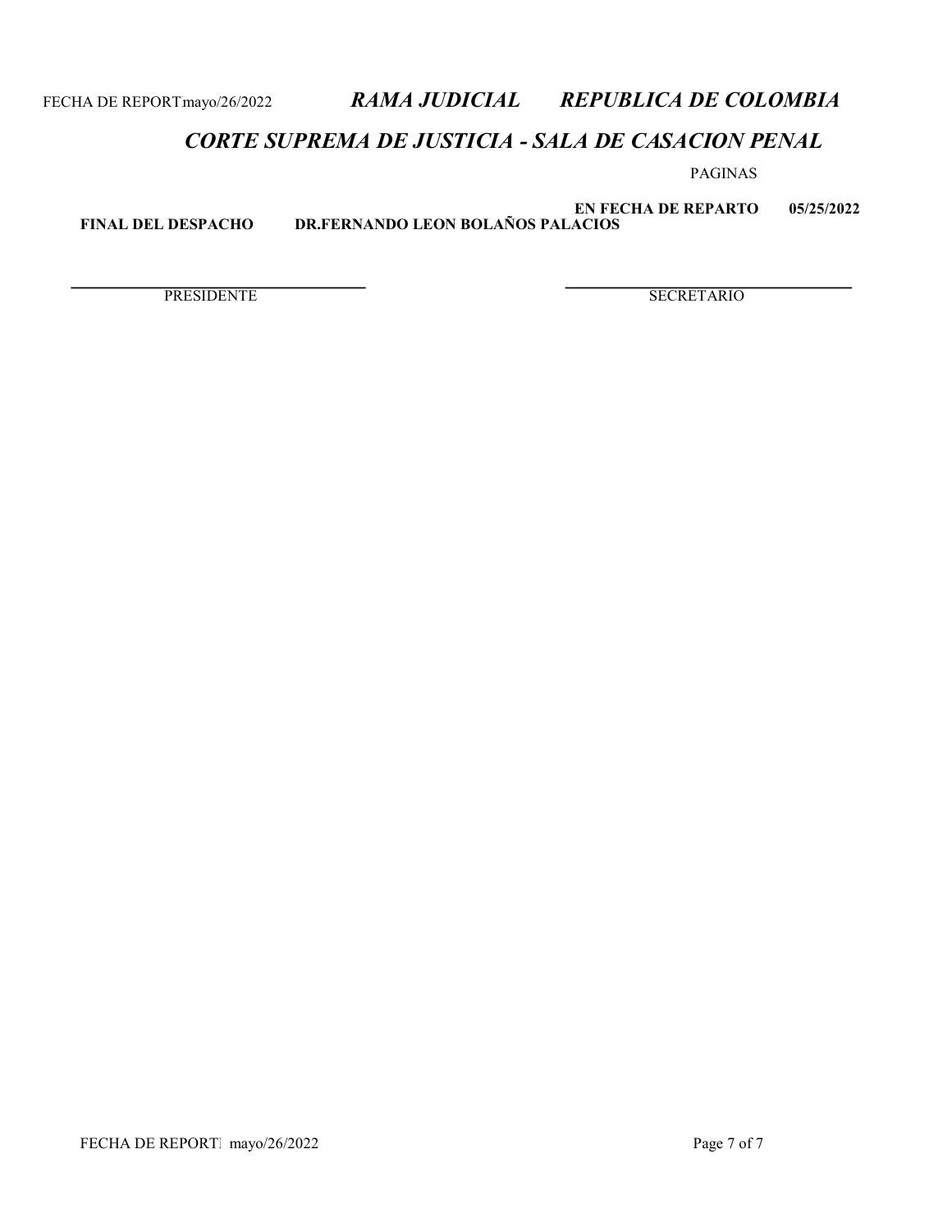FECHA DE REPORT mayo/26/2022 ***RAMA JUDICIAL REPUBLICA DE COLOMBIA***

## *CORTE SUPREMA DE JUSTICIA - SALA DE CASACION PENAL*

PAGINAS

**EN FECHA DE REPARTO 05/25/2022**

**FINAL DEL DESPACHO DR.FERNANDO LEON BOLAÑOS PALACIOS**

PRESIDENTE

SECRETARIO